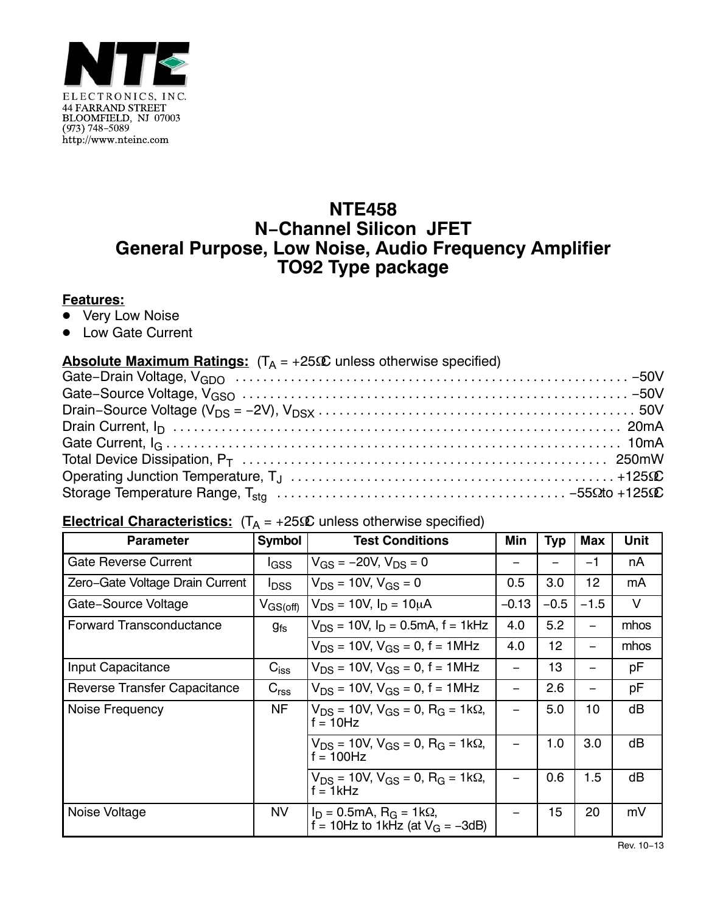NTE ELECTRONICS, INC.
44 FARRAND STREET
BLOOMFIELD, NJ 07003
(973) 748-5089
http://www.nteinc.com

# NTE458
# N-Channel Silicon JFET
# General Purpose, Low Noise, Audio Frequency Amplifier
# TO92 Type package

**Features:**

- Very Low Noise
- Low Gate Current

**Absolute Maximum Ratings:** ($T_A$ = +25°C unless otherwise specified)

Gate-Drain Voltage, $V_{GDO}$ ........ −50V
Gate-Source Voltage, $V_{GSO}$ ........ −50V
Drain-Source Voltage ($V_{DS}$ = −2V), $V_{DSX}$ ........ 50V
Drain Current, $I_D$ ........ 20mA
Gate Current, $I_G$ ........ 10mA
Total Device Dissipation, $P_T$ ........ 250mW
Operating Junction Temperature, $T_J$ ........ +125°C
Storage Temperature Range, $T_{stg}$ ........ −55° to +125°C

**Electrical Characteristics:** ($T_A$ = +25°C unless otherwise specified)

| Parameter | Symbol | Test Conditions | Min | Typ | Max | Unit |
|---|---|---|---|---|---|---|
| Gate Reverse Current | $I_{GSS}$ | $V_{GS}$ = −20V, $V_{DS}$ = 0 | – | – | −1 | nA |
| Zero-Gate Voltage Drain Current | $I_{DSS}$ | $V_{DS}$ = 10V, $V_{GS}$ = 0 | 0.5 | 3.0 | 12 | mA |
| Gate-Source Voltage | $V_{GS(off)}$ | $V_{DS}$ = 10V, $I_D$ = 10μA | −0.13 | −0.5 | −1.5 | V |
| Forward Transconductance | $g_{fs}$ | $V_{DS}$ = 10V, $I_D$ = 0.5mA, f = 1kHz | 4.0 | 5.2 | – | mhos |
| | | $V_{DS}$ = 10V, $V_{GS}$ = 0, f = 1MHz | 4.0 | 12 | – | mhos |
| Input Capacitance | $C_{iss}$ | $V_{DS}$ = 10V, $V_{GS}$ = 0, f = 1MHz | – | 13 | – | pF |
| Reverse Transfer Capacitance | $C_{rss}$ | $V_{DS}$ = 10V, $V_{GS}$ = 0, f = 1MHz | – | 2.6 | – | pF |
| Noise Frequency | NF | $V_{DS}$ = 10V, $V_{GS}$ = 0, $R_G$ = 1kΩ, f = 10Hz | – | 5.0 | 10 | dB |
| | | $V_{DS}$ = 10V, $V_{GS}$ = 0, $R_G$ = 1kΩ, f = 100Hz | – | 1.0 | 3.0 | dB |
| | | $V_{DS}$ = 10V, $V_{GS}$ = 0, $R_G$ = 1kΩ, f = 1kHz | – | 0.6 | 1.5 | dB |
| Noise Voltage | NV | $I_D$ = 0.5mA, $R_G$ = 1kΩ, f = 10Hz to 1kHz (at $V_G$ = −3dB) | – | 15 | 20 | mV |

Rev. 10-13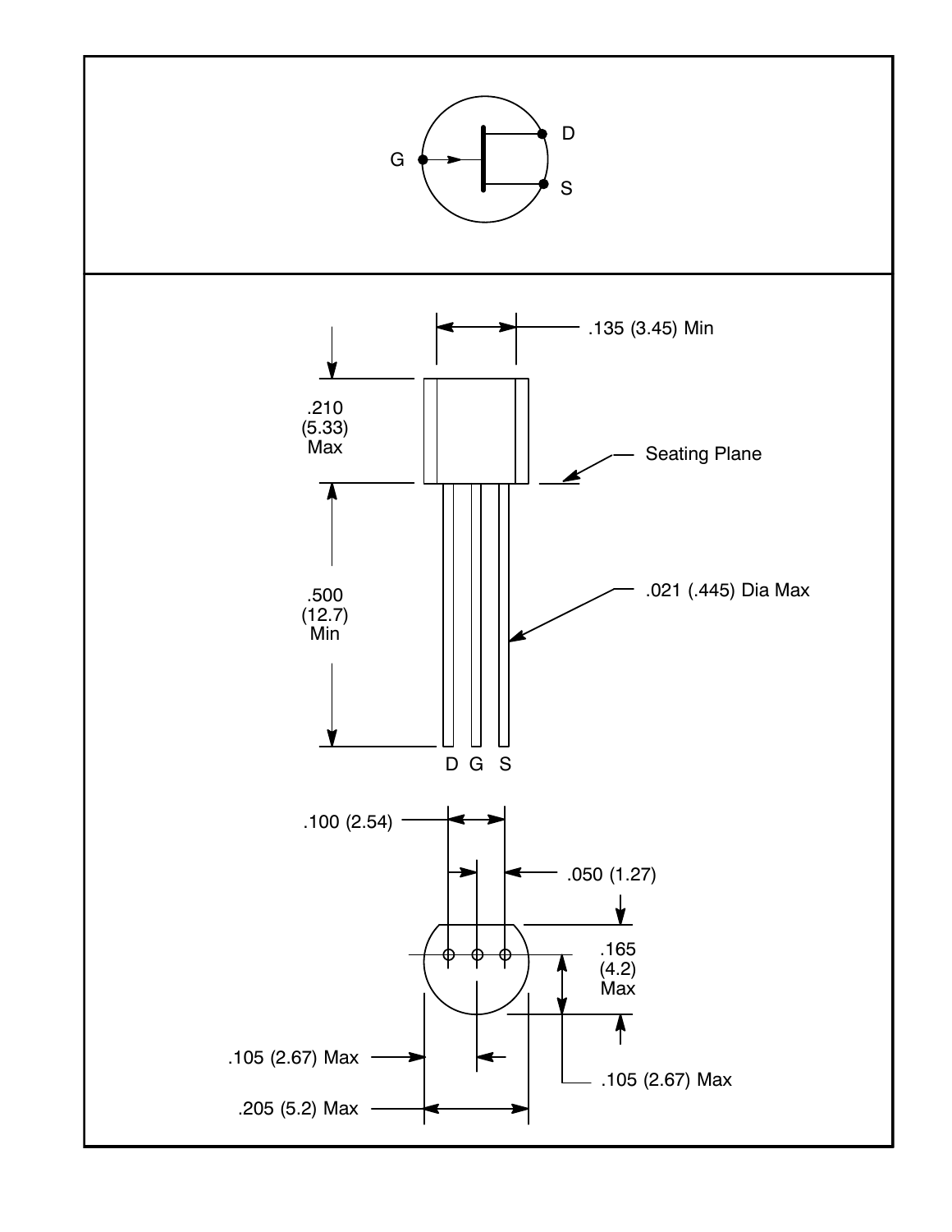G

D

S

.135 (3.45) Min

.210
(5.33)
Max

Seating Plane

.500
(12.7)
Min

.021 (.445) Dia Max

D G S

.100 (2.54)

.050 (1.27)

.165
(4.2)
Max

.105 (2.67) Max

.105 (2.67) Max

.205 (5.2) Max